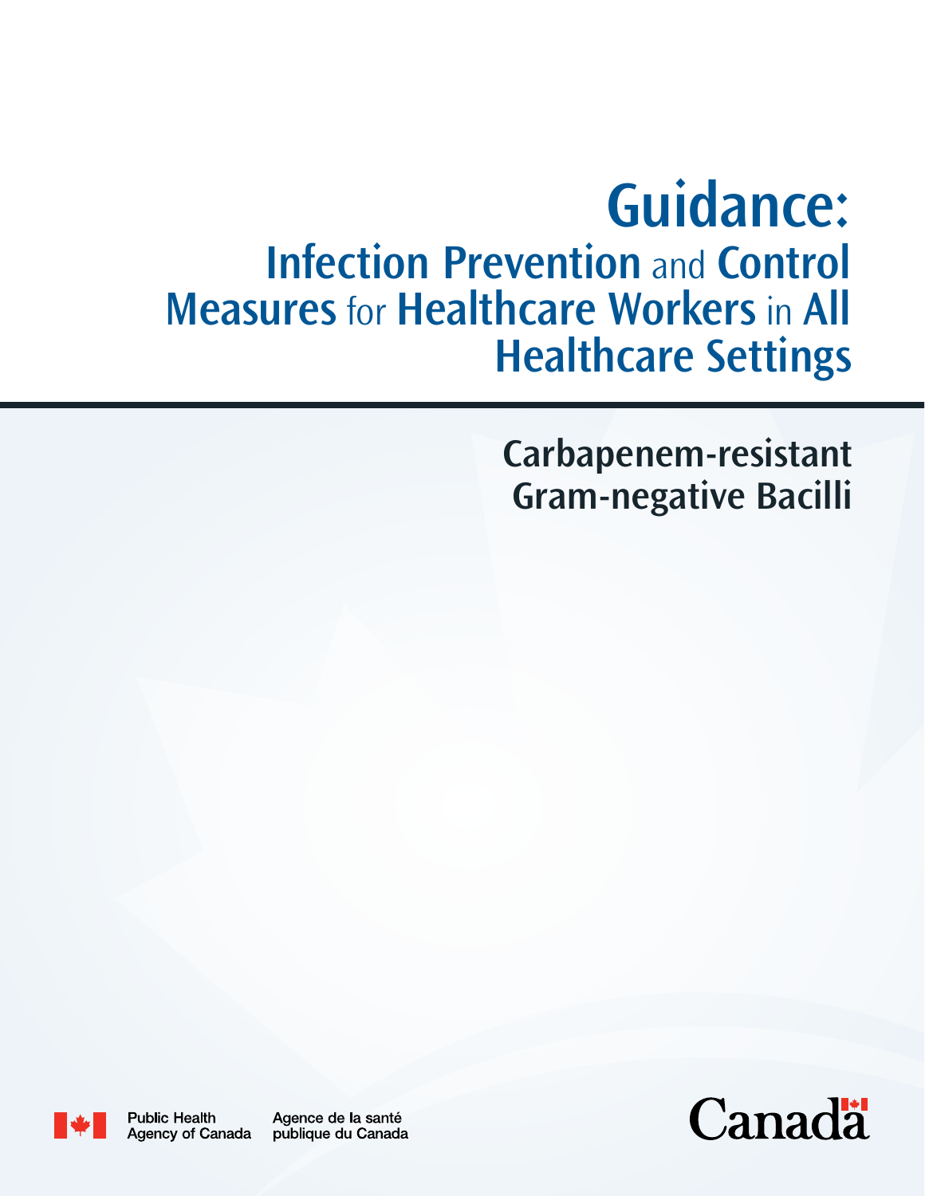# Guidance:

## Infection Prevention and Control Measures for Healthcare Workers in All Healthcare Settings

## Carbapenem-resistant Gram-negative Bacilli

Public Health Agency of Canada    Agence de la santé publique du Canada

Canada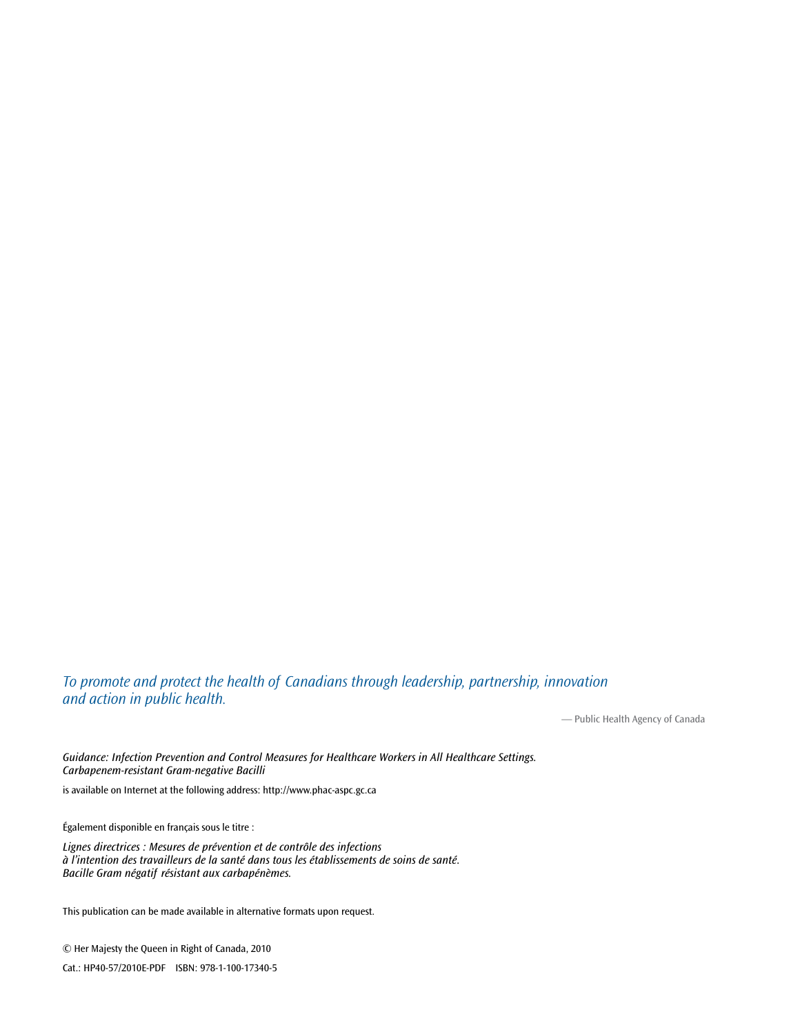*To promote and protect the health of Canadians through leadership, partnership, innovation and action in public health.*

— Public Health Agency of Canada

*Guidance: Infection Prevention and Control Measures for Healthcare Workers in All Healthcare Settings. Carbapenem-resistant Gram-negative Bacilli*

is available on Internet at the following address: http://www.phac-aspc.gc.ca

Également disponible en français sous le titre :

*Lignes directrices : Mesures de prévention et de contrôle des infections à l'intention des travailleurs de la santé dans tous les établissements de soins de santé. Bacille Gram négatif résistant aux carbapénèmes.*

This publication can be made available in alternative formats upon request.

© Her Majesty the Queen in Right of Canada, 2010

Cat.: HP40-57/2010E-PDF ISBN: 978-1-100-17340-5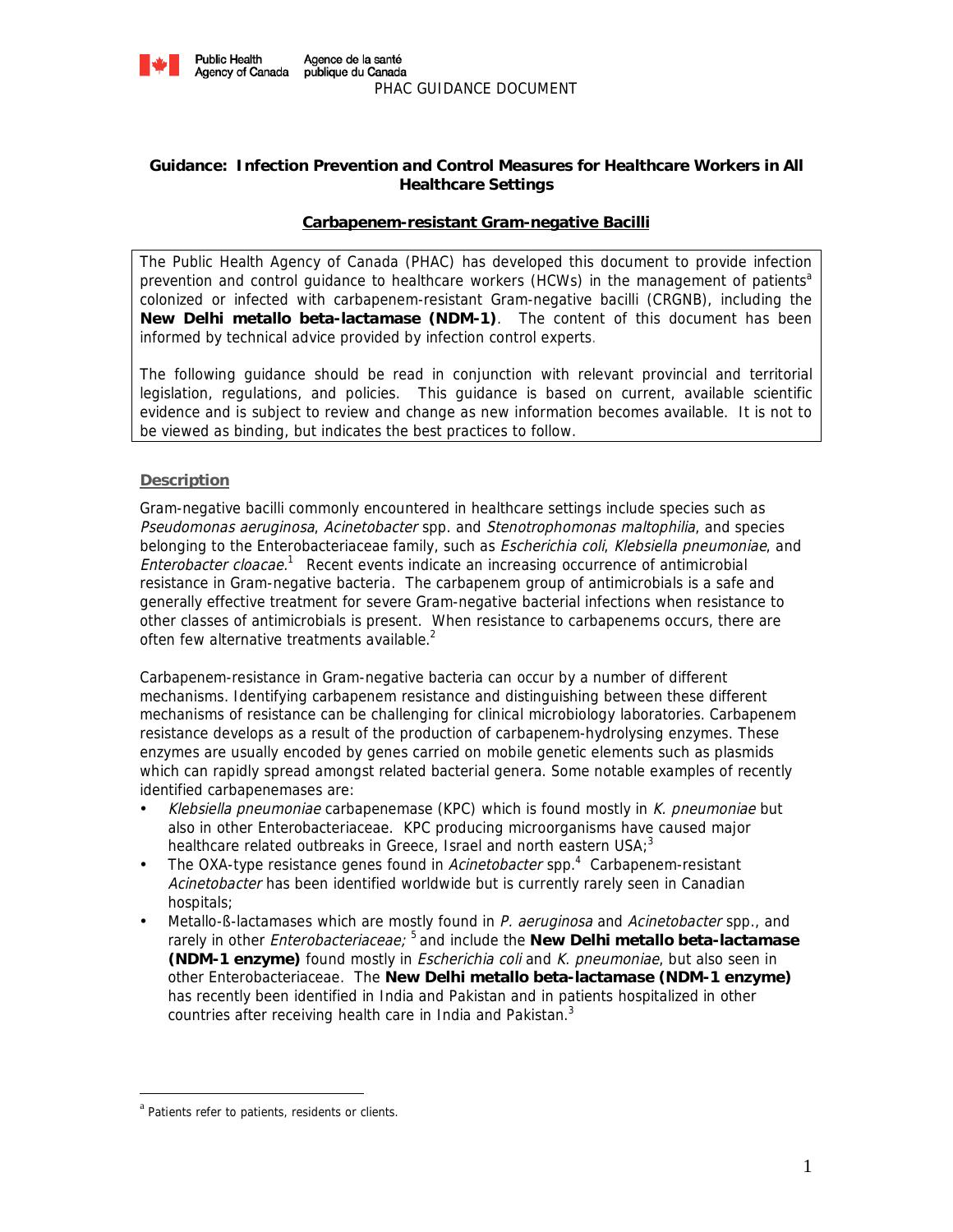# Guidance: Infection Prevention and Control Measures for Healthcare Workers in All Healthcare Settings

## Carbapenem-resistant Gram-negative Bacilli

The Public Health Agency of Canada (PHAC) has developed this document to provide infection prevention and control guidance to healthcare workers (HCWs) in the management of patients[a] colonized or infected with carbapenem-resistant Gram-negative bacilli (CRGNB), including the **New Delhi metallo beta-lactamase (NDM-1)**. The content of this document has been informed by technical advice provided by infection control experts.

The following guidance should be read in conjunction with relevant provincial and territorial legislation, regulations, and policies. This guidance is based on current, available scientific evidence and is subject to review and change as new information becomes available. It is not to be viewed as binding, but indicates the best practices to follow.

### Description

Gram-negative bacilli commonly encountered in healthcare settings include species such as *Pseudomonas aeruginosa*, *Acinetobacter* spp. and *Stenotrophomonas maltophilia*, and species belonging to the Enterobacteriaceae family, such as *Escherichia coli*, *Klebsiella pneumoniae*, and *Enterobacter cloacae*.[1] Recent events indicate an increasing occurrence of antimicrobial resistance in Gram-negative bacteria. The carbapenem group of antimicrobials is a safe and generally effective treatment for severe Gram-negative bacterial infections when resistance to other classes of antimicrobials is present. When resistance to carbapenems occurs, there are often few alternative treatments available.[2]

Carbapenem-resistance in Gram-negative bacteria can occur by a number of different mechanisms. Identifying carbapenem resistance and distinguishing between these different mechanisms of resistance can be challenging for clinical microbiology laboratories. Carbapenem resistance develops as a result of the production of carbapenem-hydrolysing enzymes. These enzymes are usually encoded by genes carried on mobile genetic elements such as plasmids which can rapidly spread amongst related bacterial genera. Some notable examples of recently identified carbapenemases are:

- *Klebsiella pneumoniae* carbapenemase (KPC) which is found mostly in *K. pneumoniae* but also in other Enterobacteriaceae. KPC producing microorganisms have caused major healthcare related outbreaks in Greece, Israel and north eastern USA;[3]
- The OXA-type resistance genes found in *Acinetobacter* spp.[4] Carbapenem-resistant *Acinetobacter* has been identified worldwide but is currently rarely seen in Canadian hospitals;
- Metallo-ß-lactamases which are mostly found in *P. aeruginosa* and *Acinetobacter* spp., and rarely in other *Enterobacteriaceae;* [5] and include the **New Delhi metallo beta-lactamase (NDM-1 enzyme)** found mostly in *Escherichia coli* and *K. pneumoniae*, but also seen in other Enterobacteriaceae. The **New Delhi metallo beta-lactamase (NDM-1 enzyme)** has recently been identified in India and Pakistan and in patients hospitalized in other countries after receiving health care in India and Pakistan.[3]

---

[a] Patients refer to patients, residents or clients.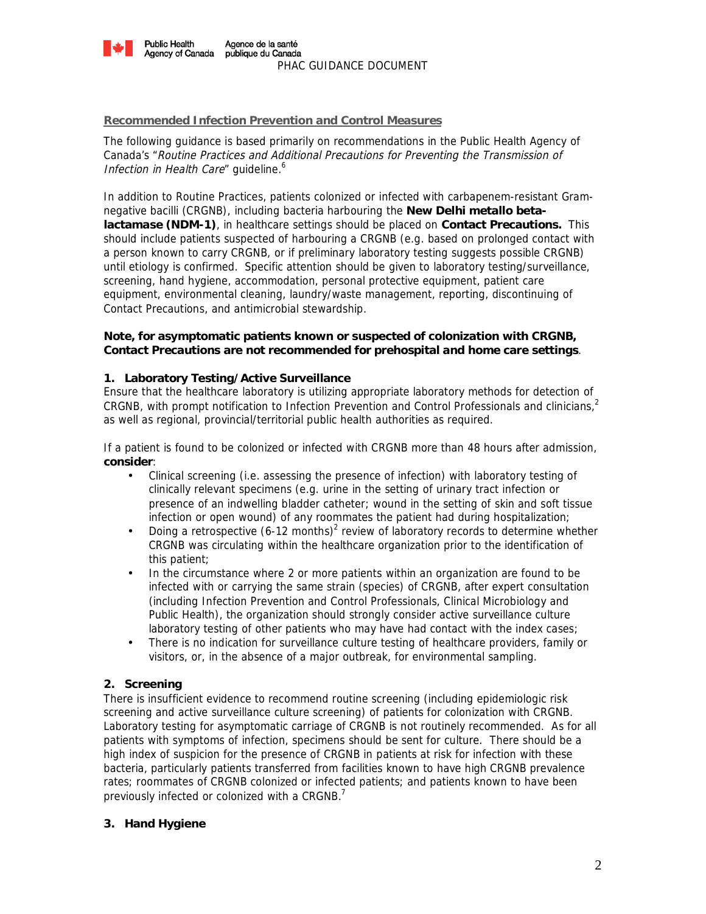## Recommended Infection Prevention and Control Measures

The following guidance is based primarily on recommendations in the Public Health Agency of Canada's "*Routine Practices and Additional Precautions for Preventing the Transmission of Infection in Health Care*" guideline.[6]

In addition to Routine Practices, patients colonized or infected with carbapenem-resistant Gram-negative bacilli (CRGNB), including bacteria harbouring the **New Delhi metallo beta-lactamase (NDM-1)**, in healthcare settings should be placed on **Contact Precautions.** This should include patients suspected of harbouring a CRGNB (e.g. based on prolonged contact with a person known to carry CRGNB, or if preliminary laboratory testing suggests possible CRGNB) until etiology is confirmed. Specific attention should be given to laboratory testing/surveillance, screening, hand hygiene, accommodation, personal protective equipment, patient care equipment, environmental cleaning, laundry/waste management, reporting, discontinuing of Contact Precautions, and antimicrobial stewardship.

**Note, for asymptomatic patients known or suspected of colonization with CRGNB, Contact Precautions are not recommended for prehospital and home care settings**.

### 1. Laboratory Testing/Active Surveillance

Ensure that the healthcare laboratory is utilizing appropriate laboratory methods for detection of CRGNB, with prompt notification to Infection Prevention and Control Professionals and clinicians,[2] as well as regional, provincial/territorial public health authorities as required.

If a patient is found to be colonized or infected with CRGNB more than 48 hours after admission, **consider**:

- Clinical screening (i.e. assessing the presence of infection) with laboratory testing of clinically relevant specimens (e.g. urine in the setting of urinary tract infection or presence of an indwelling bladder catheter; wound in the setting of skin and soft tissue infection or open wound) of any roommates the patient had during hospitalization;
- Doing a retrospective (6-12 months)[2] review of laboratory records to determine whether CRGNB was circulating within the healthcare organization prior to the identification of this patient;
- In the circumstance where 2 or more patients within an organization are found to be infected with or carrying the same strain (species) of CRGNB, after expert consultation (including Infection Prevention and Control Professionals, Clinical Microbiology and Public Health), the organization should strongly consider active surveillance culture laboratory testing of other patients who may have had contact with the index cases;
- There is no indication for surveillance culture testing of healthcare providers, family or visitors, or, in the absence of a major outbreak, for environmental sampling.

### 2. Screening

There is insufficient evidence to recommend routine screening (including epidemiologic risk screening and active surveillance culture screening) of patients for colonization with CRGNB. Laboratory testing for asymptomatic carriage of CRGNB is not routinely recommended. As for all patients with symptoms of infection, specimens should be sent for culture. There should be a high index of suspicion for the presence of CRGNB in patients at risk for infection with these bacteria, particularly patients transferred from facilities known to have high CRGNB prevalence rates; roommates of CRGNB colonized or infected patients; and patients known to have been previously infected or colonized with a CRGNB.[7]

### 3. Hand Hygiene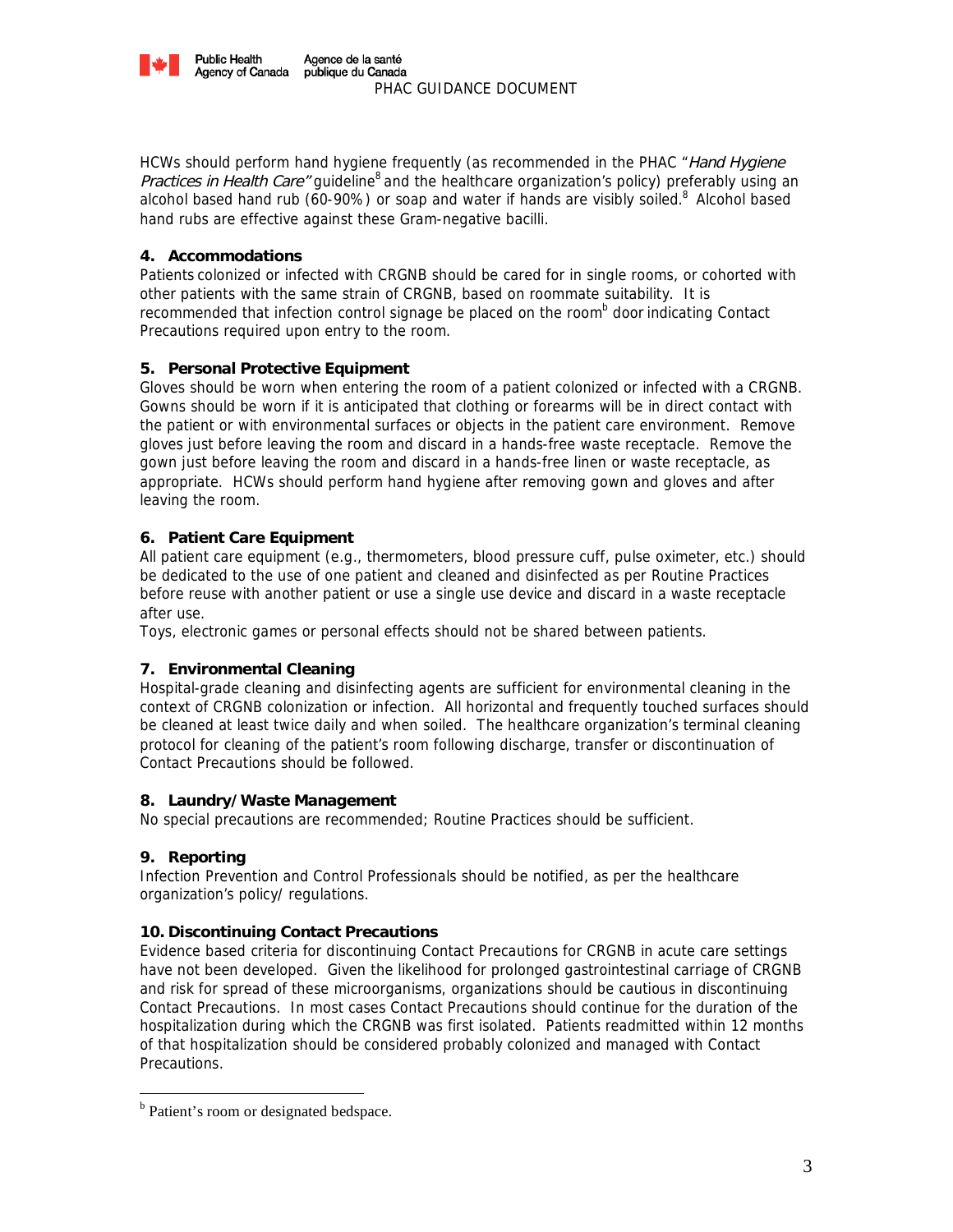HCWs should perform hand hygiene frequently (as recommended in the PHAC "*Hand Hygiene Practices in Health Care"* guideline[8] and the healthcare organization's policy) preferably using an alcohol based hand rub (60-90%) or soap and water if hands are visibly soiled.[8] Alcohol based hand rubs are effective against these Gram-negative bacilli.

**4. Accommodations**

Patients colonized or infected with CRGNB should be cared for in single rooms, or cohorted with other patients with the same strain of CRGNB, based on roommate suitability. It is recommended that infection control signage be placed on the room[b] door indicating Contact Precautions required upon entry to the room.

**5. Personal Protective Equipment**

Gloves should be worn when entering the room of a patient colonized or infected with a CRGNB. Gowns should be worn if it is anticipated that clothing or forearms will be in direct contact with the patient or with environmental surfaces or objects in the patient care environment. Remove gloves just before leaving the room and discard in a hands-free waste receptacle. Remove the gown just before leaving the room and discard in a hands-free linen or waste receptacle, as appropriate. HCWs should perform hand hygiene after removing gown and gloves and after leaving the room.

**6. Patient Care Equipment**

All patient care equipment (e.g., thermometers, blood pressure cuff, pulse oximeter, etc.) should be dedicated to the use of one patient and cleaned and disinfected as per Routine Practices before reuse with another patient or use a single use device and discard in a waste receptacle after use.

Toys, electronic games or personal effects should not be shared between patients.

**7. Environmental Cleaning**

Hospital-grade cleaning and disinfecting agents are sufficient for environmental cleaning in the context of CRGNB colonization or infection. All horizontal and frequently touched surfaces should be cleaned at least twice daily and when soiled. The healthcare organization's terminal cleaning protocol for cleaning of the patient's room following discharge, transfer or discontinuation of Contact Precautions should be followed.

**8. Laundry/Waste Management**

No special precautions are recommended; Routine Practices should be sufficient.

**9. Reporting**

Infection Prevention and Control Professionals should be notified, as per the healthcare organization's policy/ regulations.

**10. Discontinuing Contact Precautions**

Evidence based criteria for discontinuing Contact Precautions for CRGNB in acute care settings have not been developed. Given the likelihood for prolonged gastrointestinal carriage of CRGNB and risk for spread of these microorganisms, organizations should be cautious in discontinuing Contact Precautions. In most cases Contact Precautions should continue for the duration of the hospitalization during which the CRGNB was first isolated. Patients readmitted within 12 months of that hospitalization should be considered probably colonized and managed with Contact Precautions.

---

[b] Patient's room or designated bedspace.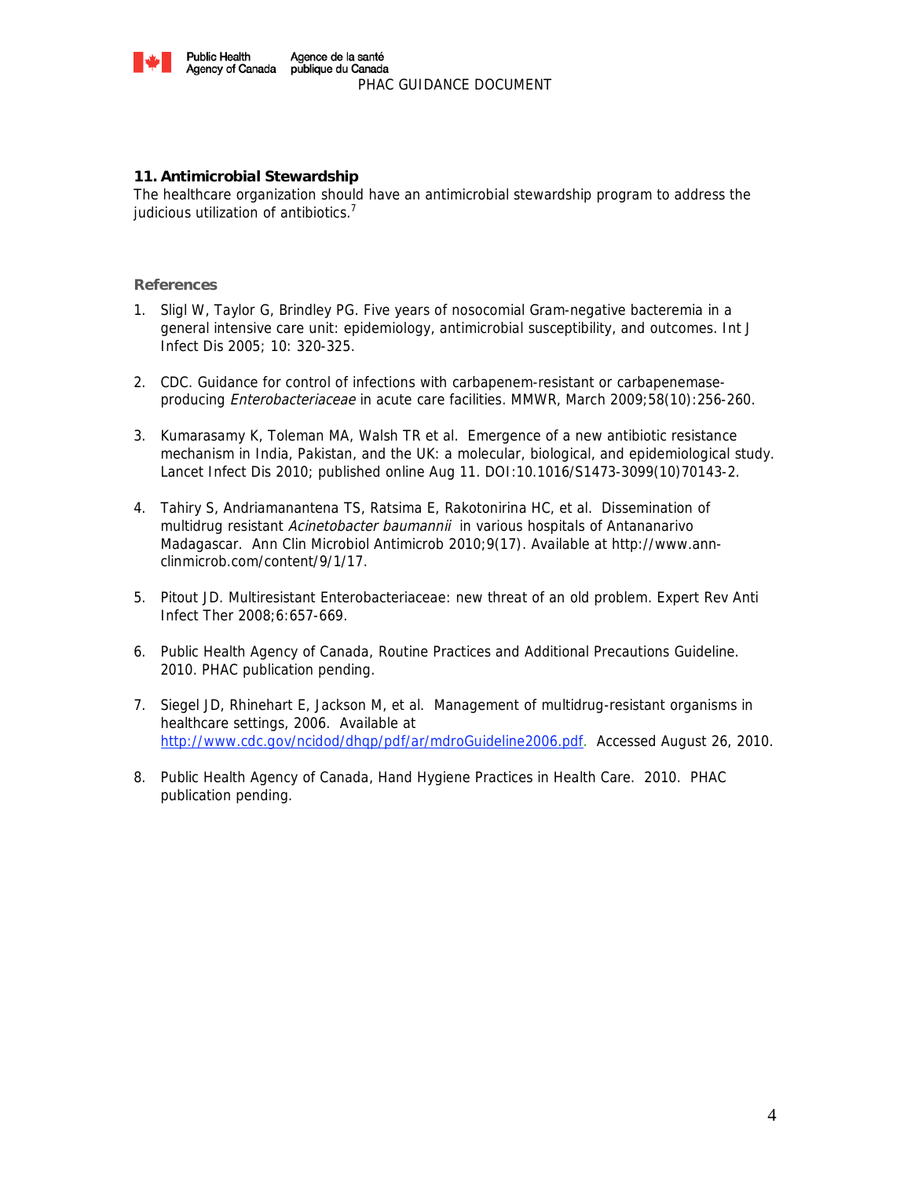### 11. Antimicrobial Stewardship

The healthcare organization should have an antimicrobial stewardship program to address the judicious utilization of antibiotics.[7]

#### References

1. Sligl W, Taylor G, Brindley PG. Five years of nosocomial Gram-negative bacteremia in a general intensive care unit: epidemiology, antimicrobial susceptibility, and outcomes. Int J Infect Dis 2005; 10: 320-325.

2. CDC. Guidance for control of infections with carbapenem-resistant or carbapenemase-producing *Enterobacteriaceae* in acute care facilities. MMWR, March 2009;58(10):256-260.

3. Kumarasamy K, Toleman MA, Walsh TR et al. Emergence of a new antibiotic resistance mechanism in India, Pakistan, and the UK: a molecular, biological, and epidemiological study. Lancet Infect Dis 2010; published online Aug 11. DOI:10.1016/S1473-3099(10)70143-2.

4. Tahiry S, Andriamanantena TS, Ratsima E, Rakotonirina HC, et al. Dissemination of multidrug resistant *Acinetobacter baumannii* in various hospitals of Antananarivo Madagascar. Ann Clin Microbiol Antimicrob 2010;9(17). Available at http://www.ann-clinmicrob.com/content/9/1/17.

5. Pitout JD. Multiresistant Enterobacteriaceae: new threat of an old problem. Expert Rev Anti Infect Ther 2008;6:657-669.

6. Public Health Agency of Canada, Routine Practices and Additional Precautions Guideline. 2010. PHAC publication pending.

7. Siegel JD, Rhinehart E, Jackson M, et al. Management of multidrug-resistant organisms in healthcare settings, 2006. Available at http://www.cdc.gov/ncidod/dhqp/pdf/ar/mdroGuideline2006.pdf. Accessed August 26, 2010.

8. Public Health Agency of Canada, Hand Hygiene Practices in Health Care. 2010. PHAC publication pending.